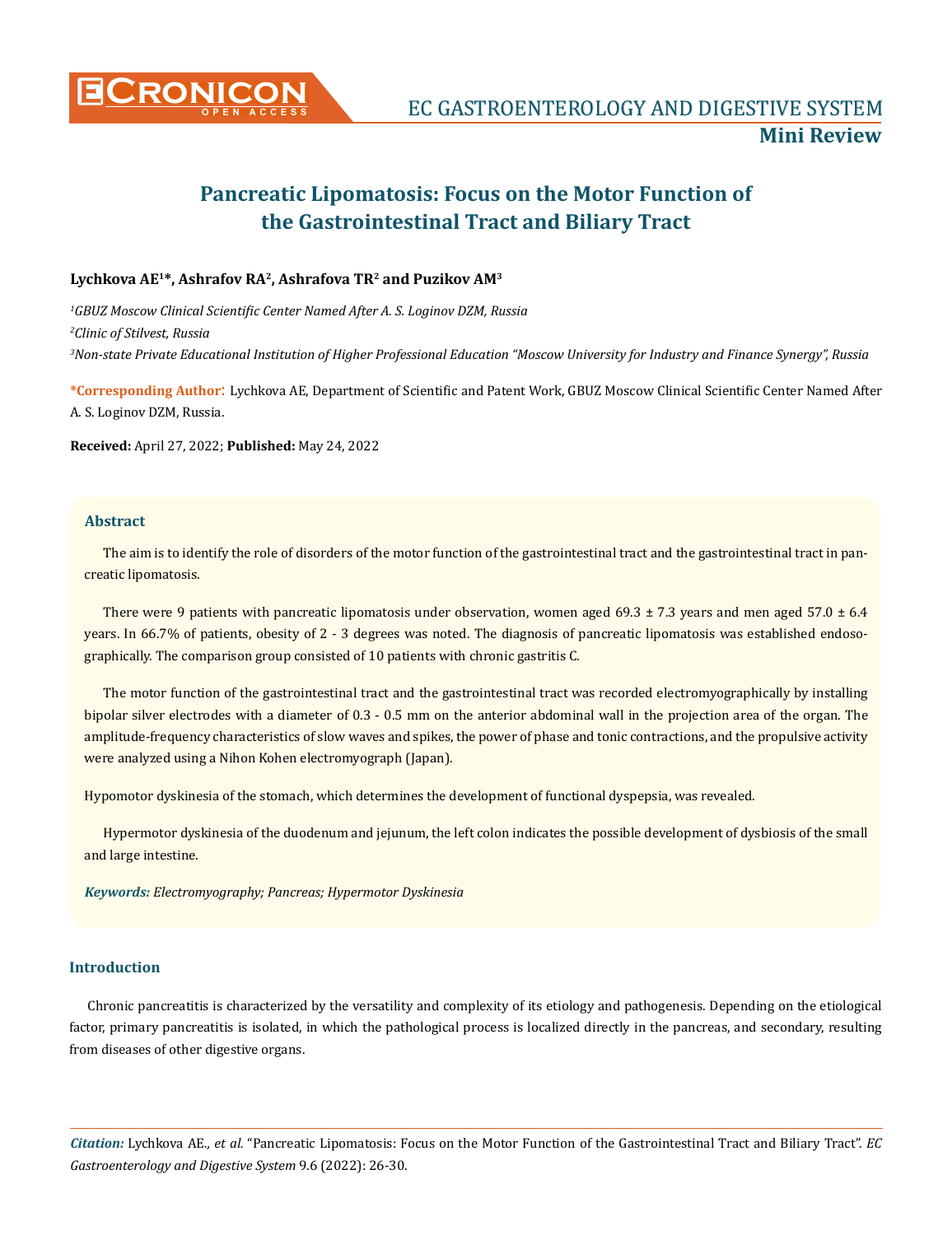Mini Review

# Pancreatic Lipomatosis: Focus on the Motor Function of the Gastrointestinal Tract and Biliary Tract

**Lychkova AE[1]*, Ashrafov RA[2], Ashrafova TR[2] and Puzikov AM[3]**

[1]*GBUZ Moscow Clinical Scientific Center Named After A. S. Loginov DZM, Russia*

[2]*Clinic of Stilvest, Russia*

[3]*Non-state Private Educational Institution of Higher Professional Education "Moscow University for Industry and Finance Synergy", Russia*

**\*Corresponding Author**: Lychkova AE, Department of Scientific and Patent Work, GBUZ Moscow Clinical Scientific Center Named After A. S. Loginov DZM, Russia.

**Received:** April 27, 2022; **Published:** May 24, 2022

## Abstract

The aim is to identify the role of disorders of the motor function of the gastrointestinal tract and the gastrointestinal tract in pancreatic lipomatosis.

There were 9 patients with pancreatic lipomatosis under observation, women aged 69.3 ± 7.3 years and men aged 57.0 ± 6.4 years. In 66.7% of patients, obesity of 2 - 3 degrees was noted. The diagnosis of pancreatic lipomatosis was established endosographically. The comparison group consisted of 10 patients with chronic gastritis C.

The motor function of the gastrointestinal tract and the gastrointestinal tract was recorded electromyographically by installing bipolar silver electrodes with a diameter of 0.3 - 0.5 mm on the anterior abdominal wall in the projection area of the organ. The amplitude-frequency characteristics of slow waves and spikes, the power of phase and tonic contractions, and the propulsive activity were analyzed using a Nihon Kohen electromyograph (Japan).

Hypomotor dyskinesia of the stomach, which determines the development of functional dyspepsia, was revealed.

Hypermotor dyskinesia of the duodenum and jejunum, the left colon indicates the possible development of dysbiosis of the small and large intestine.

***Keywords:*** *Electromyography; Pancreas; Hypermotor Dyskinesia*

## Introduction

Chronic pancreatitis is characterized by the versatility and complexity of its etiology and pathogenesis. Depending on the etiological factor, primary pancreatitis is isolated, in which the pathological process is localized directly in the pancreas, and secondary, resulting from diseases of other digestive organs.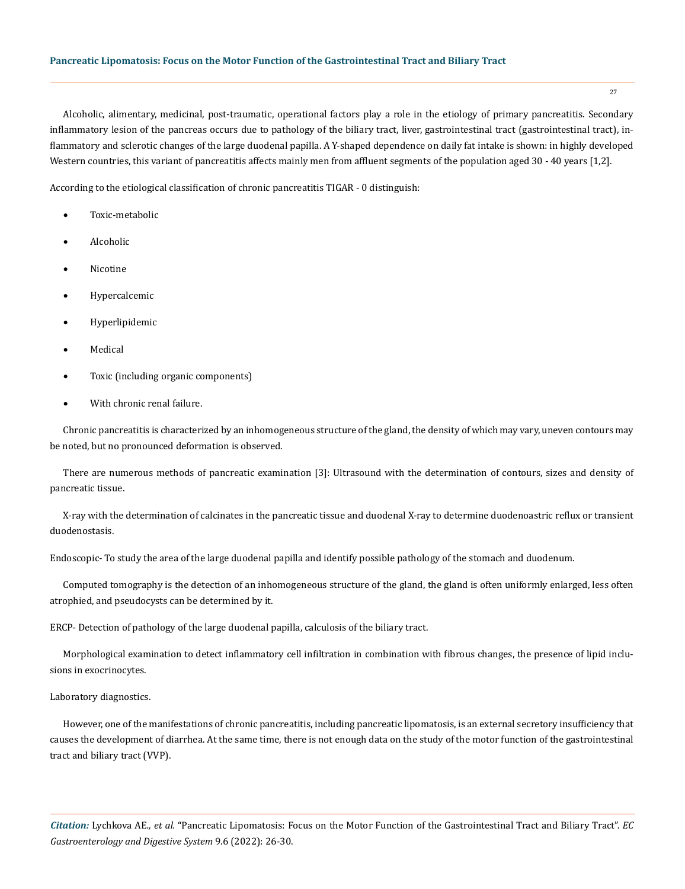Alcoholic, alimentary, medicinal, post-traumatic, operational factors play a role in the etiology of primary pancreatitis. Secondary inflammatory lesion of the pancreas occurs due to pathology of the biliary tract, liver, gastrointestinal tract (gastrointestinal tract), inflammatory and sclerotic changes of the large duodenal papilla. A Y-shaped dependence on daily fat intake is shown: in highly developed Western countries, this variant of pancreatitis affects mainly men from affluent segments of the population aged 30 - 40 years [1,2].

According to the etiological classification of chronic pancreatitis TIGAR - 0 distinguish:

- Toxic-metabolic
- Alcoholic
- Nicotine
- Hypercalcemic
- Hyperlipidemic
- Medical
- Toxic (including organic components)
- With chronic renal failure.

Chronic pancreatitis is characterized by an inhomogeneous structure of the gland, the density of which may vary, uneven contours may be noted, but no pronounced deformation is observed.

There are numerous methods of pancreatic examination [3]: Ultrasound with the determination of contours, sizes and density of pancreatic tissue.

X-ray with the determination of calcinates in the pancreatic tissue and duodenal X-ray to determine duodenoastric reflux or transient duodenostasis.

Endoscopic- To study the area of the large duodenal papilla and identify possible pathology of the stomach and duodenum.

Computed tomography is the detection of an inhomogeneous structure of the gland, the gland is often uniformly enlarged, less often atrophied, and pseudocysts can be determined by it.

ERCP- Detection of pathology of the large duodenal papilla, calculosis of the biliary tract.

Morphological examination to detect inflammatory cell infiltration in combination with fibrous changes, the presence of lipid inclusions in exocrinocytes.

Laboratory diagnostics.

However, one of the manifestations of chronic pancreatitis, including pancreatic lipomatosis, is an external secretory insufficiency that causes the development of diarrhea. At the same time, there is not enough data on the study of the motor function of the gastrointestinal tract and biliary tract (VVP).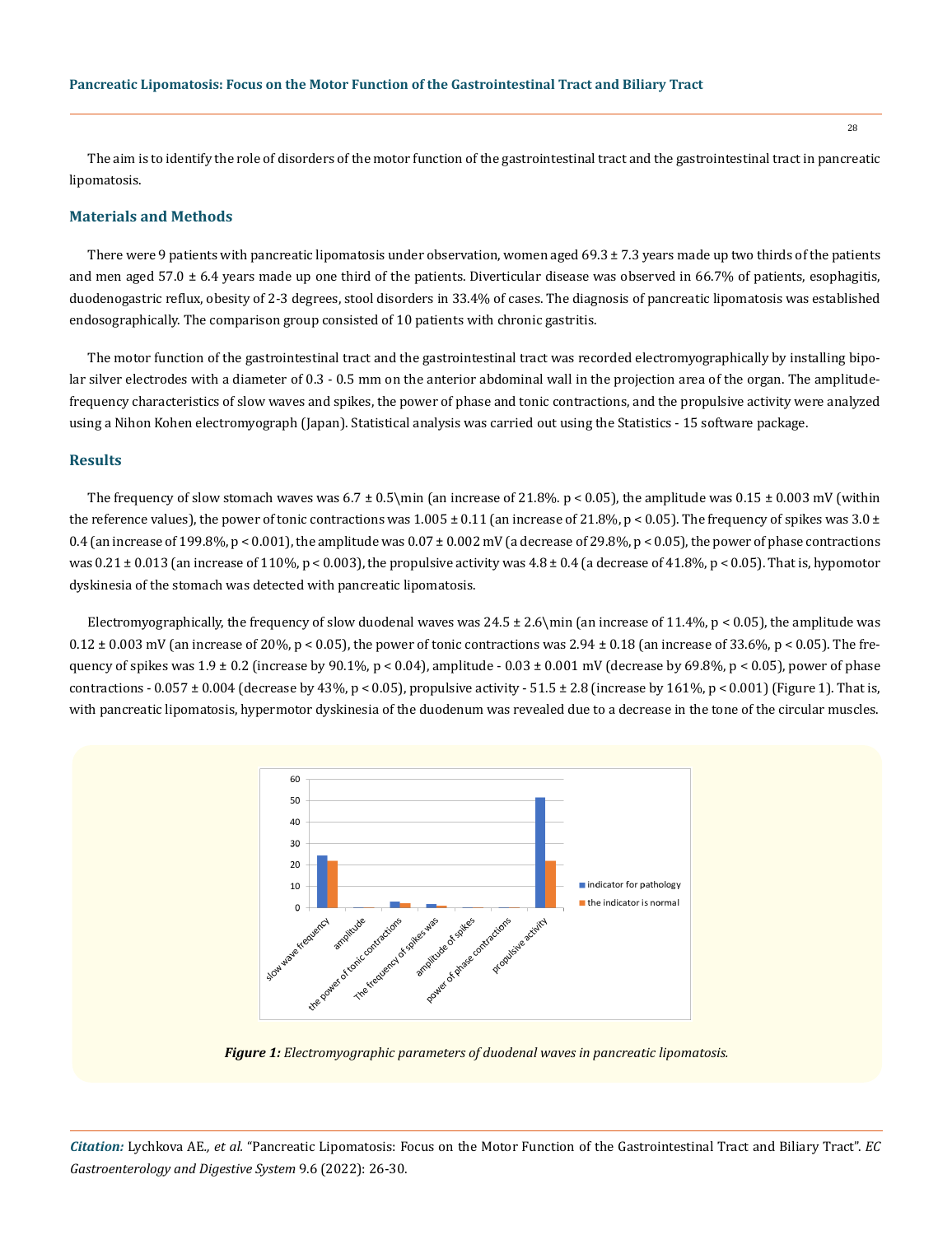The aim is to identify the role of disorders of the motor function of the gastrointestinal tract and the gastrointestinal tract in pancreatic lipomatosis.

## Materials and Methods

There were 9 patients with pancreatic lipomatosis under observation, women aged 69.3 ± 7.3 years made up two thirds of the patients and men aged 57.0 ± 6.4 years made up one third of the patients. Diverticular disease was observed in 66.7% of patients, esophagitis, duodenogastric reflux, obesity of 2-3 degrees, stool disorders in 33.4% of cases. The diagnosis of pancreatic lipomatosis was established endosographically. The comparison group consisted of 10 patients with chronic gastritis.

The motor function of the gastrointestinal tract and the gastrointestinal tract was recorded electromyographically by installing bipolar silver electrodes with a diameter of 0.3 - 0.5 mm on the anterior abdominal wall in the projection area of the organ. The amplitude-frequency characteristics of slow waves and spikes, the power of phase and tonic contractions, and the propulsive activity were analyzed using a Nihon Kohen electromyograph (Japan). Statistical analysis was carried out using the Statistics - 15 software package.

## Results

The frequency of slow stomach waves was 6.7 ± 0.5\min (an increase of 21.8%. $p < 0.05$), the amplitude was 0.15 ± 0.003 mV (within the reference values), the power of tonic contractions was 1.005 ± 0.11 (an increase of 21.8%, $p < 0.05$). The frequency of spikes was 3.0 ± 0.4 (an increase of 199.8%, $p < 0.001$), the amplitude was 0.07 ± 0.002 mV (a decrease of 29.8%, $p < 0.05$), the power of phase contractions was 0.21 ± 0.013 (an increase of 110%, $p < 0.003$), the propulsive activity was 4.8 ± 0.4 (a decrease of 41.8%, $p < 0.05$). That is, hypomotor dyskinesia of the stomach was detected with pancreatic lipomatosis.

Electromyographically, the frequency of slow duodenal waves was 24.5 ± 2.6\min (an increase of 11.4%, $p < 0.05$), the amplitude was 0.12 ± 0.003 mV (an increase of 20%, $p < 0.05$), the power of tonic contractions was 2.94 ± 0.18 (an increase of 33.6%, $p < 0.05$). The frequency of spikes was 1.9 ± 0.2 (increase by 90.1%, $p < 0.04$), amplitude - 0.03 ± 0.001 mV (decrease by 69.8%, $p < 0.05$), power of phase contractions - 0.057 ± 0.004 (decrease by 43%, $p < 0.05$), propulsive activity - 51.5 ± 2.8 (increase by 161%, $p < 0.001$) (Figure 1). That is, with pancreatic lipomatosis, hypermotor dyskinesia of the duodenum was revealed due to a decrease in the tone of the circular muscles.

***Figure 1:** Electromyographic parameters of duodenal waves in pancreatic lipomatosis.*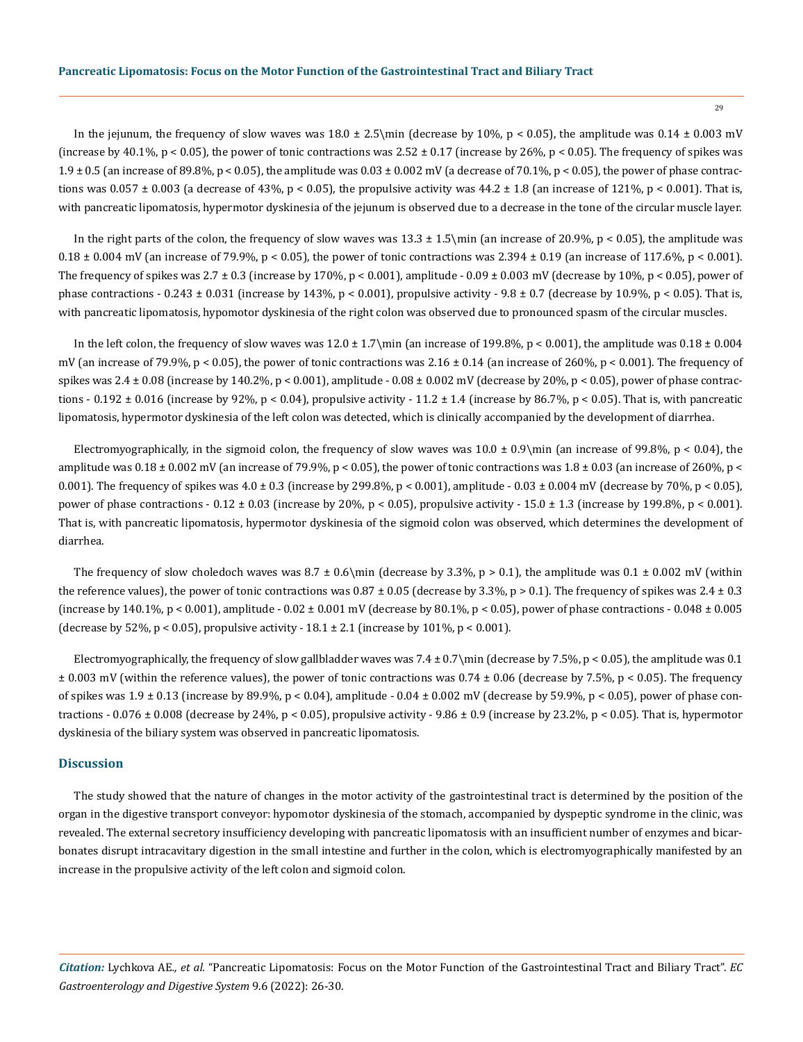In the jejunum, the frequency of slow waves was 18.0 ± 2.5\min (decrease by 10%, $p < 0.05$), the amplitude was 0.14 ± 0.003 mV (increase by 40.1%, $p < 0.05$), the power of tonic contractions was 2.52 ± 0.17 (increase by 26%, $p < 0.05$). The frequency of spikes was 1.9 ± 0.5 (an increase of 89.8%, $p < 0.05$), the amplitude was 0.03 ± 0.002 mV (a decrease of 70.1%, $p < 0.05$), the power of phase contractions was 0.057 ± 0.003 (a decrease of 43%, $p < 0.05$), the propulsive activity was 44.2 ± 1.8 (an increase of 121%, $p < 0.001$). That is, with pancreatic lipomatosis, hypermotor dyskinesia of the jejunum is observed due to a decrease in the tone of the circular muscle layer.

In the right parts of the colon, the frequency of slow waves was 13.3 ± 1.5\min (an increase of 20.9%, $p < 0.05$), the amplitude was 0.18 ± 0.004 mV (an increase of 79.9%, $p < 0.05$), the power of tonic contractions was 2.394 ± 0.19 (an increase of 117.6%, $p < 0.001$). The frequency of spikes was 2.7 ± 0.3 (increase by 170%, $p < 0.001$), amplitude - 0.09 ± 0.003 mV (decrease by 10%, $p < 0.05$), power of phase contractions - 0.243 ± 0.031 (increase by 143%, $p < 0.001$), propulsive activity - 9.8 ± 0.7 (decrease by 10.9%, $p < 0.05$). That is, with pancreatic lipomatosis, hypomotor dyskinesia of the right colon was observed due to pronounced spasm of the circular muscles.

In the left colon, the frequency of slow waves was 12.0 ± 1.7\min (an increase of 199.8%, $p < 0.001$), the amplitude was 0.18 ± 0.004 mV (an increase of 79.9%, $p < 0.05$), the power of tonic contractions was 2.16 ± 0.14 (an increase of 260%, $p < 0.001$). The frequency of spikes was 2.4 ± 0.08 (increase by 140.2%, $p < 0.001$), amplitude - 0.08 ± 0.002 mV (decrease by 20%, $p < 0.05$), power of phase contractions - 0.192 ± 0.016 (increase by 92%, $p < 0.04$), propulsive activity - 11.2 ± 1.4 (increase by 86.7%, $p < 0.05$). That is, with pancreatic lipomatosis, hypermotor dyskinesia of the left colon was detected, which is clinically accompanied by the development of diarrhea.

Electromyographically, in the sigmoid colon, the frequency of slow waves was 10.0 ± 0.9\min (an increase of 99.8%, $p < 0.04$), the amplitude was 0.18 ± 0.002 mV (an increase of 79.9%, $p < 0.05$), the power of tonic contractions was 1.8 ± 0.03 (an increase of 260%, $p < 0.001$). The frequency of spikes was 4.0 ± 0.3 (increase by 299.8%, $p < 0.001$), amplitude - 0.03 ± 0.004 mV (decrease by 70%, $p < 0.05$), power of phase contractions - 0.12 ± 0.03 (increase by 20%, $p < 0.05$), propulsive activity - 15.0 ± 1.3 (increase by 199.8%, $p < 0.001$). That is, with pancreatic lipomatosis, hypermotor dyskinesia of the sigmoid colon was observed, which determines the development of diarrhea.

The frequency of slow choledoch waves was 8.7 ± 0.6\min (decrease by 3.3%, $p > 0.1$), the amplitude was 0.1 ± 0.002 mV (within the reference values), the power of tonic contractions was 0.87 ± 0.05 (decrease by 3.3%, $p > 0.1$). The frequency of spikes was 2.4 ± 0.3 (increase by 140.1%, $p < 0.001$), amplitude - 0.02 ± 0.001 mV (decrease by 80.1%, $p < 0.05$), power of phase contractions - 0.048 ± 0.005 (decrease by 52%, $p < 0.05$), propulsive activity - 18.1 ± 2.1 (increase by 101%, $p < 0.001$).

Electromyographically, the frequency of slow gallbladder waves was 7.4 ± 0.7\min (decrease by 7.5%, $p < 0.05$), the amplitude was 0.1 ± 0.003 mV (within the reference values), the power of tonic contractions was 0.74 ± 0.06 (decrease by 7.5%, $p < 0.05$). The frequency of spikes was 1.9 ± 0.13 (increase by 89.9%, $p < 0.04$), amplitude - 0.04 ± 0.002 mV (decrease by 59.9%, $p < 0.05$), power of phase contractions - 0.076 ± 0.008 (decrease by 24%, $p < 0.05$), propulsive activity - 9.86 ± 0.9 (increase by 23.2%, $p < 0.05$). That is, hypermotor dyskinesia of the biliary system was observed in pancreatic lipomatosis.

## Discussion

The study showed that the nature of changes in the motor activity of the gastrointestinal tract is determined by the position of the organ in the digestive transport conveyor: hypomotor dyskinesia of the stomach, accompanied by dyspeptic syndrome in the clinic, was revealed. The external secretory insufficiency developing with pancreatic lipomatosis with an insufficient number of enzymes and bicarbonates disrupt intracavitary digestion in the small intestine and further in the colon, which is electromyographically manifested by an increase in the propulsive activity of the left colon and sigmoid colon.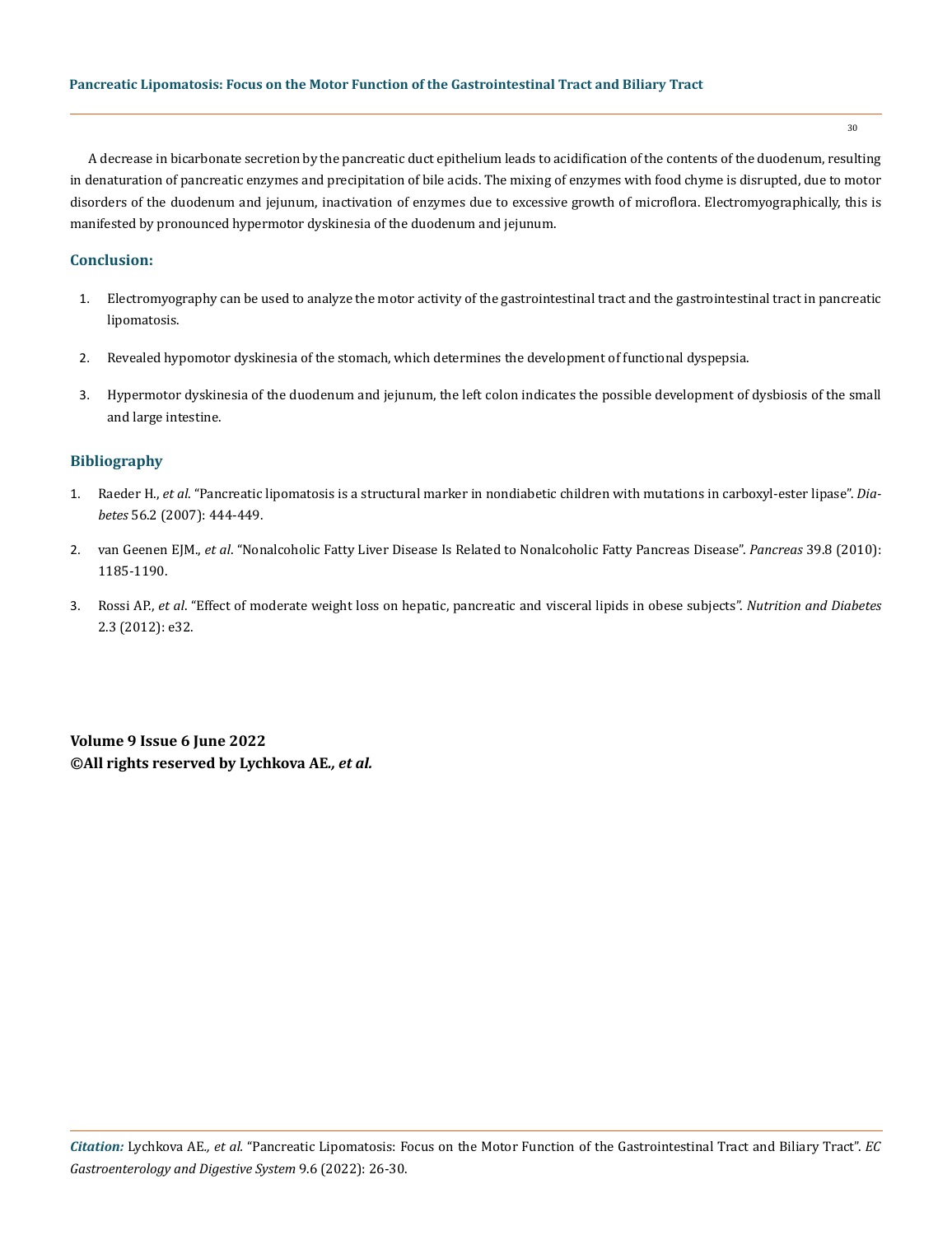A decrease in bicarbonate secretion by the pancreatic duct epithelium leads to acidification of the contents of the duodenum, resulting in denaturation of pancreatic enzymes and precipitation of bile acids. The mixing of enzymes with food chyme is disrupted, due to motor disorders of the duodenum and jejunum, inactivation of enzymes due to excessive growth of microflora. Electromyographically, this is manifested by pronounced hypermotor dyskinesia of the duodenum and jejunum.

## Conclusion:

1. Electromyography can be used to analyze the motor activity of the gastrointestinal tract and the gastrointestinal tract in pancreatic lipomatosis.
2. Revealed hypomotor dyskinesia of the stomach, which determines the development of functional dyspepsia.
3. Hypermotor dyskinesia of the duodenum and jejunum, the left colon indicates the possible development of dysbiosis of the small and large intestine.

## Bibliography

1. Raeder H., *et al*. "Pancreatic lipomatosis is a structural marker in nondiabetic children with mutations in carboxyl-ester lipase". *Diabetes* 56.2 (2007): 444-449.
2. van Geenen EJM., *et al*. "Nonalcoholic Fatty Liver Disease Is Related to Nonalcoholic Fatty Pancreas Disease". *Pancreas* 39.8 (2010): 1185-1190.
3. Rossi AP., *et al*. "Effect of moderate weight loss on hepatic, pancreatic and visceral lipids in obese subjects". *Nutrition and Diabetes* 2.3 (2012): e32.

**Volume 9 Issue 6 June 2022**
**©All rights reserved by Lychkova AE., *et al.***